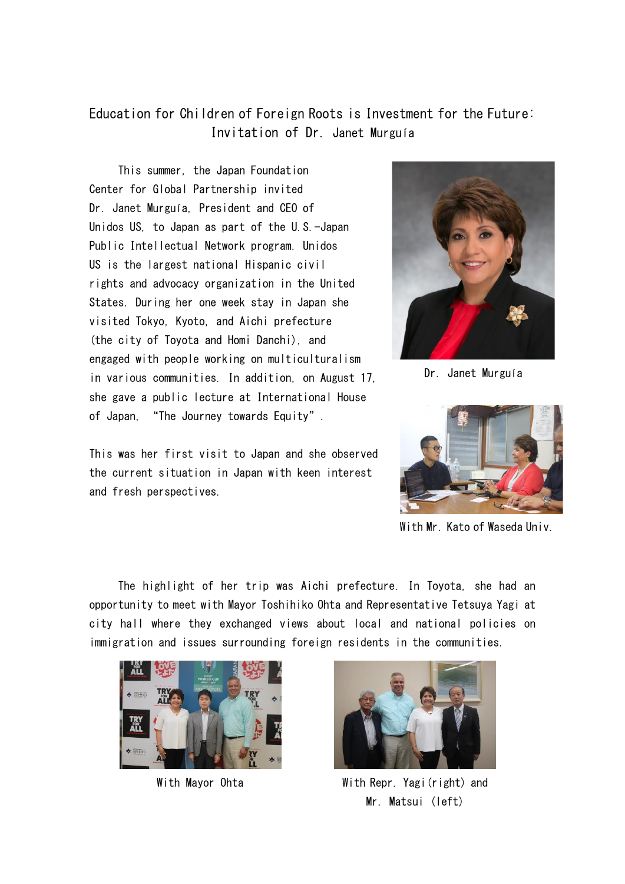# Education for Children of Foreign Roots is Investment for the Future: Invitation of Dr. Janet Murguía

This summer, the Japan Foundation Center for Global Partnership invited Dr. Janet Murguía, President and CEO of Unidos US, to Japan as part of the U.S.-Japan Public Intellectual Network program. Unidos US is the largest national Hispanic civil rights and advocacy organization in the United States. During her one week stay in Japan she visited Tokyo, Kyoto, and Aichi prefecture (the city of Toyota and Homi Danchi), and engaged with people working on multiculturalism in various communities. In addition, on August 17, she gave a public lecture at International House of Japan, "The Journey towards Equity".

Dr. Janet Murguía

This was her first visit to Japan and she observed the current situation in Japan with keen interest and fresh perspectives.

With Mr. Kato of Waseda Univ.

The highlight of her trip was Aichi prefecture. In Toyota, she had an opportunity to meet with Mayor Toshihiko Ohta and Representative Tetsuya Yagi at city hall where they exchanged views about local and national policies on immigration and issues surrounding foreign residents in the communities.

With Mayor Ohta

With Repr. Yagi (right) and Mr. Matsui (left)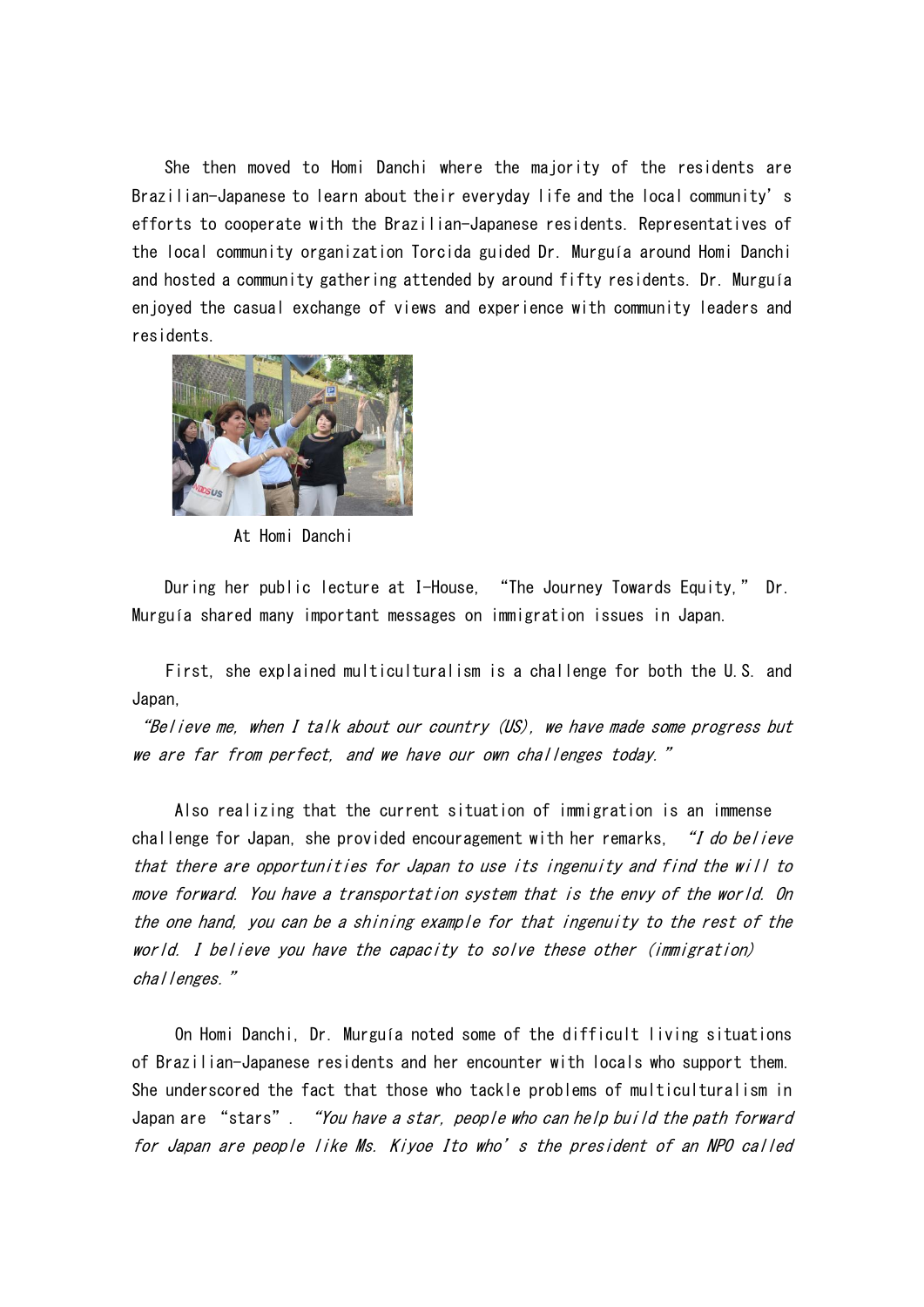She then moved to Homi Danchi where the majority of the residents are Brazilian-Japanese to learn about their everyday life and the local community's efforts to cooperate with the Brazilian-Japanese residents. Representatives of the local community organization Torcida guided Dr. Murguía around Homi Danchi and hosted a community gathering attended by around fifty residents. Dr. Murguía enjoyed the casual exchange of views and experience with community leaders and residents.

At Homi Danchi

During her public lecture at I-House, "The Journey Towards Equity," Dr. Murguía shared many important messages on immigration issues in Japan.

First, she explained multiculturalism is a challenge for both the U.S. and Japan,

*"Believe me, when I talk about our country (US), we have made some progress but we are far from perfect, and we have our own challenges today."*

Also realizing that the current situation of immigration is an immense challenge for Japan, she provided encouragement with her remarks, *"I do believe that there are opportunities for Japan to use its ingenuity and find the will to move forward. You have a transportation system that is the envy of the world. On the one hand, you can be a shining example for that ingenuity to the rest of the world. I believe you have the capacity to solve these other (immigration) challenges."*

On Homi Danchi, Dr. Murguía noted some of the difficult living situations of Brazilian-Japanese residents and her encounter with locals who support them. She underscored the fact that those who tackle problems of multiculturalism in Japan are "stars". *"You have a star, people who can help build the path forward for Japan are people like Ms. Kiyoe Ito who's the president of an NPO called*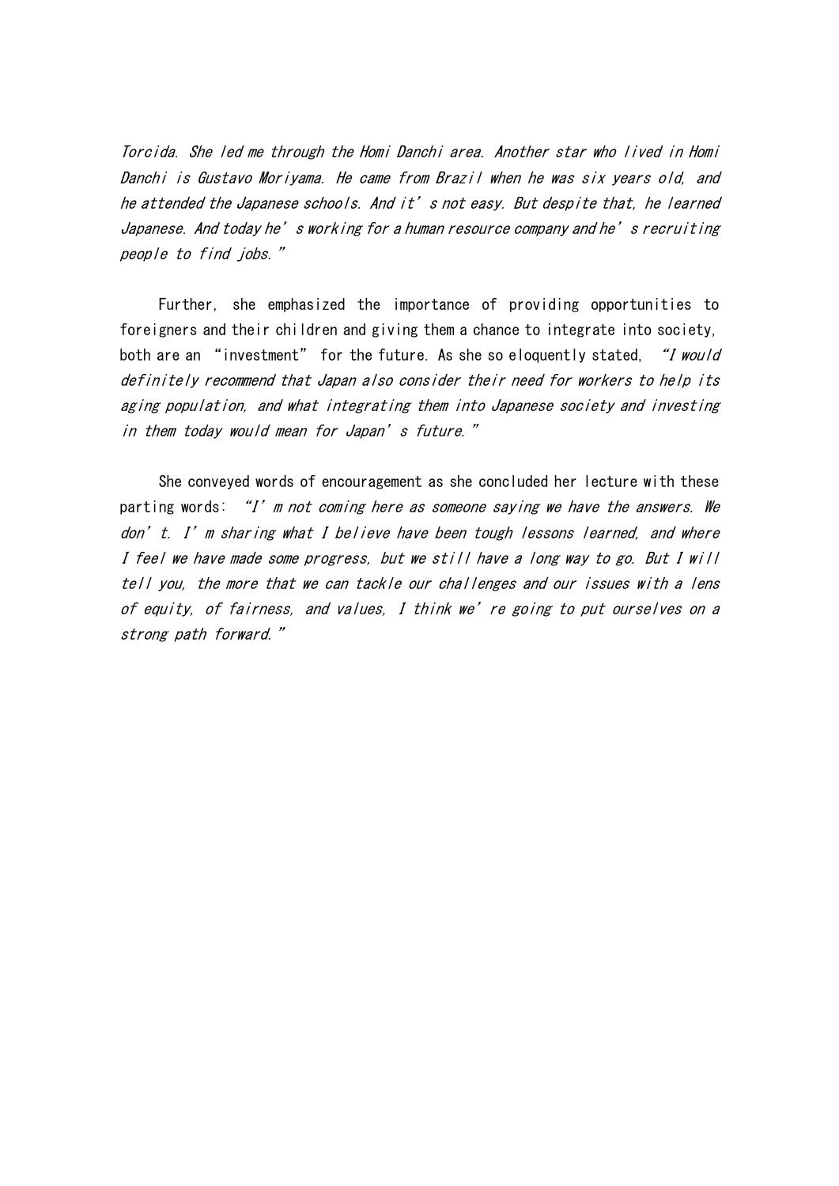*Torcida. She led me through the Homi Danchi area. Another star who lived in Homi Danchi is Gustavo Moriyama. He came from Brazil when he was six years old, and he attended the Japanese schools. And it's not easy. But despite that, he learned Japanese. And today he's working for a human resource company and he's recruiting people to find jobs."*

Further, she emphasized the importance of providing opportunities to foreigners and their children and giving them a chance to integrate into society, both are an "investment" for the future. As she so eloquently stated, *"I would definitely recommend that Japan also consider their need for workers to help its aging population, and what integrating them into Japanese society and investing in them today would mean for Japan's future."*

She conveyed words of encouragement as she concluded her lecture with these parting words: *"I'm not coming here as someone saying we have the answers. We don't. I'm sharing what I believe have been tough lessons learned, and where I feel we have made some progress, but we still have a long way to go. But I will tell you, the more that we can tackle our challenges and our issues with a lens of equity, of fairness, and values, I think we're going to put ourselves on a strong path forward."*